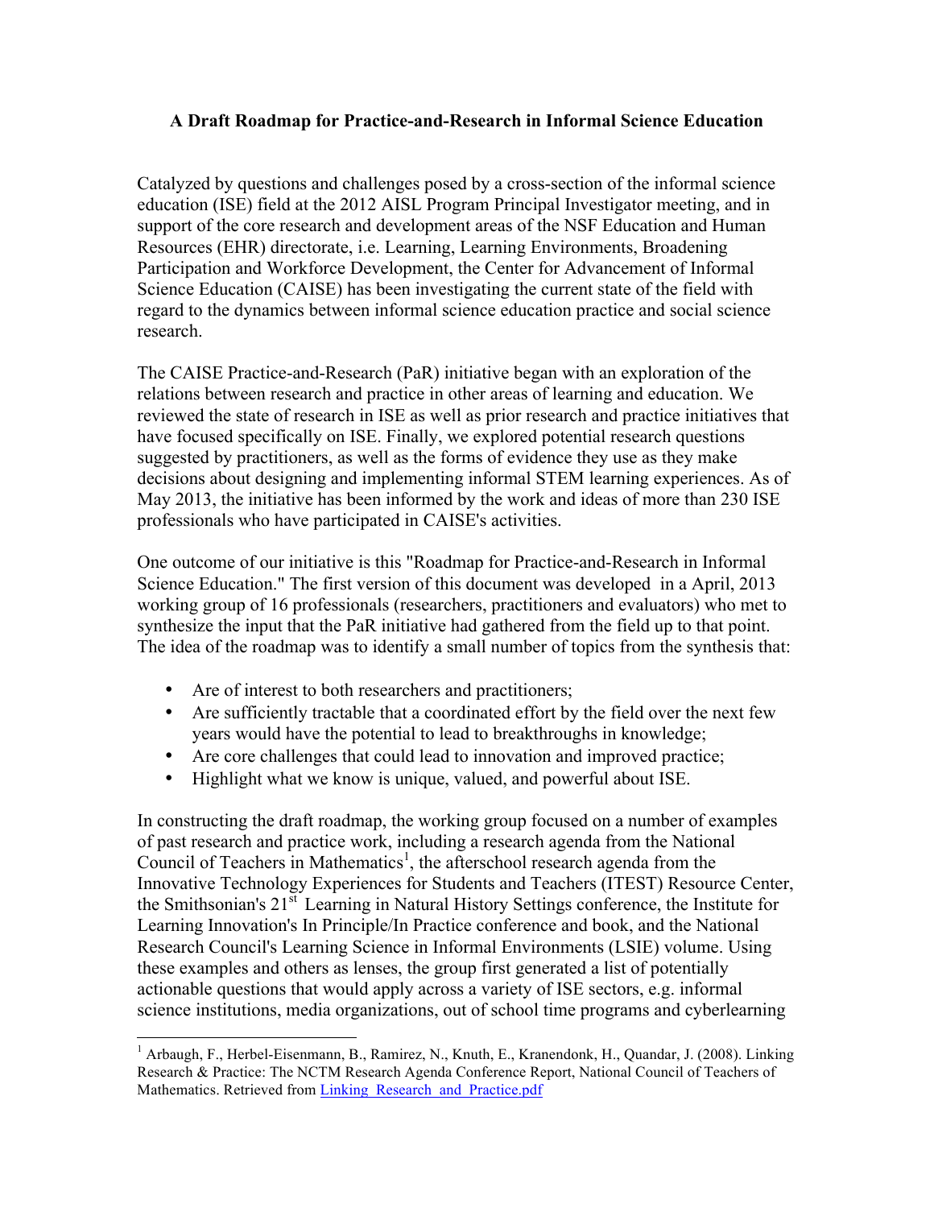**A Draft Roadmap for Practice-and-Research in Informal Science Education**

Catalyzed by questions and challenges posed by a cross-section of the informal science education (ISE) field at the 2012 AISL Program Principal Investigator meeting, and in support of the core research and development areas of the NSF Education and Human Resources (EHR) directorate, i.e. Learning, Learning Environments, Broadening Participation and Workforce Development, the Center for Advancement of Informal Science Education (CAISE) has been investigating the current state of the field with regard to the dynamics between informal science education practice and social science research.

The CAISE Practice-and-Research (PaR) initiative began with an exploration of the relations between research and practice in other areas of learning and education. We reviewed the state of research in ISE as well as prior research and practice initiatives that have focused specifically on ISE. Finally, we explored potential research questions suggested by practitioners, as well as the forms of evidence they use as they make decisions about designing and implementing informal STEM learning experiences. As of May 2013, the initiative has been informed by the work and ideas of more than 230 ISE professionals who have participated in CAISE's activities.

One outcome of our initiative is this "Roadmap for Practice-and-Research in Informal Science Education." The first version of this document was developed in a April, 2013 working group of 16 professionals (researchers, practitioners and evaluators) who met to synthesize the input that the PaR initiative had gathered from the field up to that point. The idea of the roadmap was to identify a small number of topics from the synthesis that:

- Are of interest to both researchers and practitioners;
- Are sufficiently tractable that a coordinated effort by the field over the next few years would have the potential to lead to breakthroughs in knowledge;
- Are core challenges that could lead to innovation and improved practice;
- Highlight what we know is unique, valued, and powerful about ISE.

In constructing the draft roadmap, the working group focused on a number of examples of past research and practice work, including a research agenda from the National Council of Teachers in Mathematics[1], the afterschool research agenda from the Innovative Technology Experiences for Students and Teachers (ITEST) Resource Center, the Smithsonian's 21st Learning in Natural History Settings conference, the Institute for Learning Innovation's In Principle/In Practice conference and book, and the National Research Council's Learning Science in Informal Environments (LSIE) volume. Using these examples and others as lenses, the group first generated a list of potentially actionable questions that would apply across a variety of ISE sectors, e.g. informal science institutions, media organizations, out of school time programs and cyberlearning

[1] Arbaugh, F., Herbel-Eisenmann, B., Ramirez, N., Knuth, E., Kranendonk, H., Quandar, J. (2008). Linking Research & Practice: The NCTM Research Agenda Conference Report, National Council of Teachers of Mathematics. Retrieved from Linking_Research_and_Practice.pdf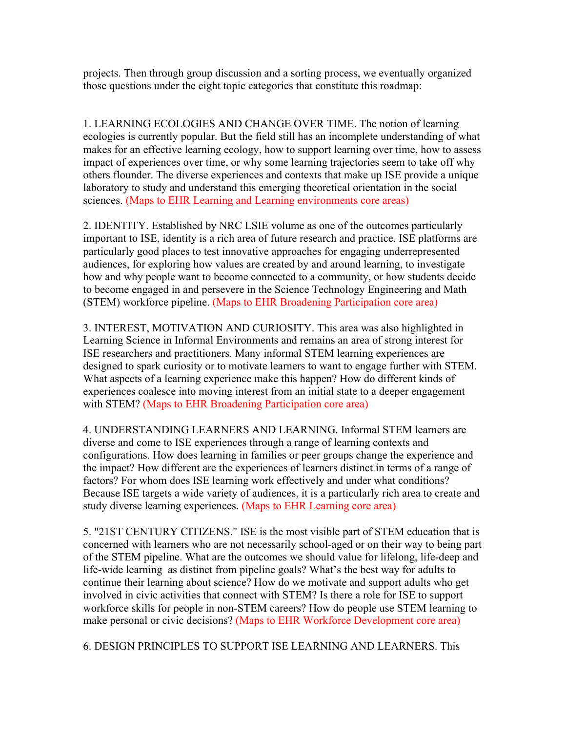projects. Then through group discussion and a sorting process, we eventually organized those questions under the eight topic categories that constitute this roadmap:

1. LEARNING ECOLOGIES AND CHANGE OVER TIME. The notion of learning ecologies is currently popular. But the field still has an incomplete understanding of what makes for an effective learning ecology, how to support learning over time, how to assess impact of experiences over time, or why some learning trajectories seem to take off why others flounder. The diverse experiences and contexts that make up ISE provide a unique laboratory to study and understand this emerging theoretical orientation in the social sciences. (Maps to EHR Learning and Learning environments core areas)

2. IDENTITY. Established by NRC LSIE volume as one of the outcomes particularly important to ISE, identity is a rich area of future research and practice. ISE platforms are particularly good places to test innovative approaches for engaging underrepresented audiences, for exploring how values are created by and around learning, to investigate how and why people want to become connected to a community, or how students decide to become engaged in and persevere in the Science Technology Engineering and Math (STEM) workforce pipeline. (Maps to EHR Broadening Participation core area)

3. INTEREST, MOTIVATION AND CURIOSITY. This area was also highlighted in Learning Science in Informal Environments and remains an area of strong interest for ISE researchers and practitioners. Many informal STEM learning experiences are designed to spark curiosity or to motivate learners to want to engage further with STEM. What aspects of a learning experience make this happen? How do different kinds of experiences coalesce into moving interest from an initial state to a deeper engagement with STEM? (Maps to EHR Broadening Participation core area)

4. UNDERSTANDING LEARNERS AND LEARNING. Informal STEM learners are diverse and come to ISE experiences through a range of learning contexts and configurations. How does learning in families or peer groups change the experience and the impact? How different are the experiences of learners distinct in terms of a range of factors? For whom does ISE learning work effectively and under what conditions? Because ISE targets a wide variety of audiences, it is a particularly rich area to create and study diverse learning experiences. (Maps to EHR Learning core area)

5. "21ST CENTURY CITIZENS." ISE is the most visible part of STEM education that is concerned with learners who are not necessarily school-aged or on their way to being part of the STEM pipeline. What are the outcomes we should value for lifelong, life-deep and life-wide learning as distinct from pipeline goals? What's the best way for adults to continue their learning about science? How do we motivate and support adults who get involved in civic activities that connect with STEM? Is there a role for ISE to support workforce skills for people in non-STEM careers? How do people use STEM learning to make personal or civic decisions? (Maps to EHR Workforce Development core area)

6. DESIGN PRINCIPLES TO SUPPORT ISE LEARNING AND LEARNERS. This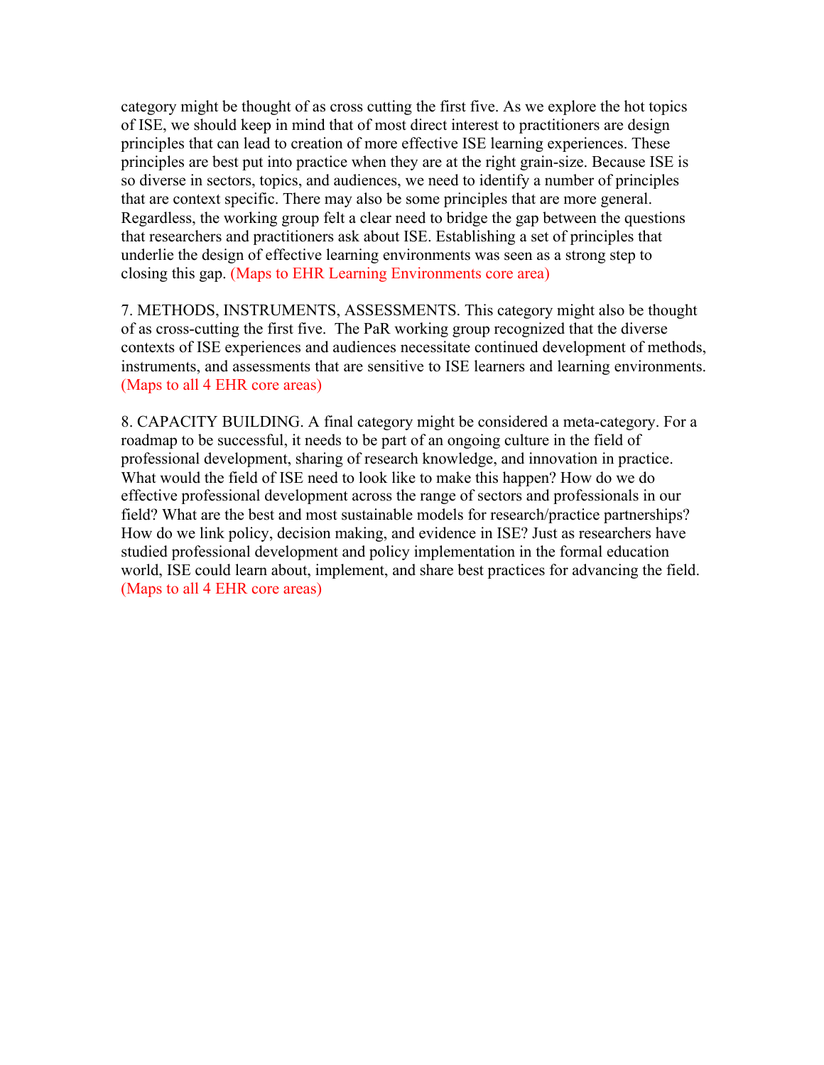category might be thought of as cross cutting the first five. As we explore the hot topics of ISE, we should keep in mind that of most direct interest to practitioners are design principles that can lead to creation of more effective ISE learning experiences. These principles are best put into practice when they are at the right grain-size. Because ISE is so diverse in sectors, topics, and audiences, we need to identify a number of principles that are context specific. There may also be some principles that are more general. Regardless, the working group felt a clear need to bridge the gap between the questions that researchers and practitioners ask about ISE. Establishing a set of principles that underlie the design of effective learning environments was seen as a strong step to closing this gap. (Maps to EHR Learning Environments core area)

7. METHODS, INSTRUMENTS, ASSESSMENTS. This category might also be thought of as cross-cutting the first five. The PaR working group recognized that the diverse contexts of ISE experiences and audiences necessitate continued development of methods, instruments, and assessments that are sensitive to ISE learners and learning environments. (Maps to all 4 EHR core areas)

8. CAPACITY BUILDING. A final category might be considered a meta-category. For a roadmap to be successful, it needs to be part of an ongoing culture in the field of professional development, sharing of research knowledge, and innovation in practice. What would the field of ISE need to look like to make this happen? How do we do effective professional development across the range of sectors and professionals in our field? What are the best and most sustainable models for research/practice partnerships? How do we link policy, decision making, and evidence in ISE? Just as researchers have studied professional development and policy implementation in the formal education world, ISE could learn about, implement, and share best practices for advancing the field. (Maps to all 4 EHR core areas)